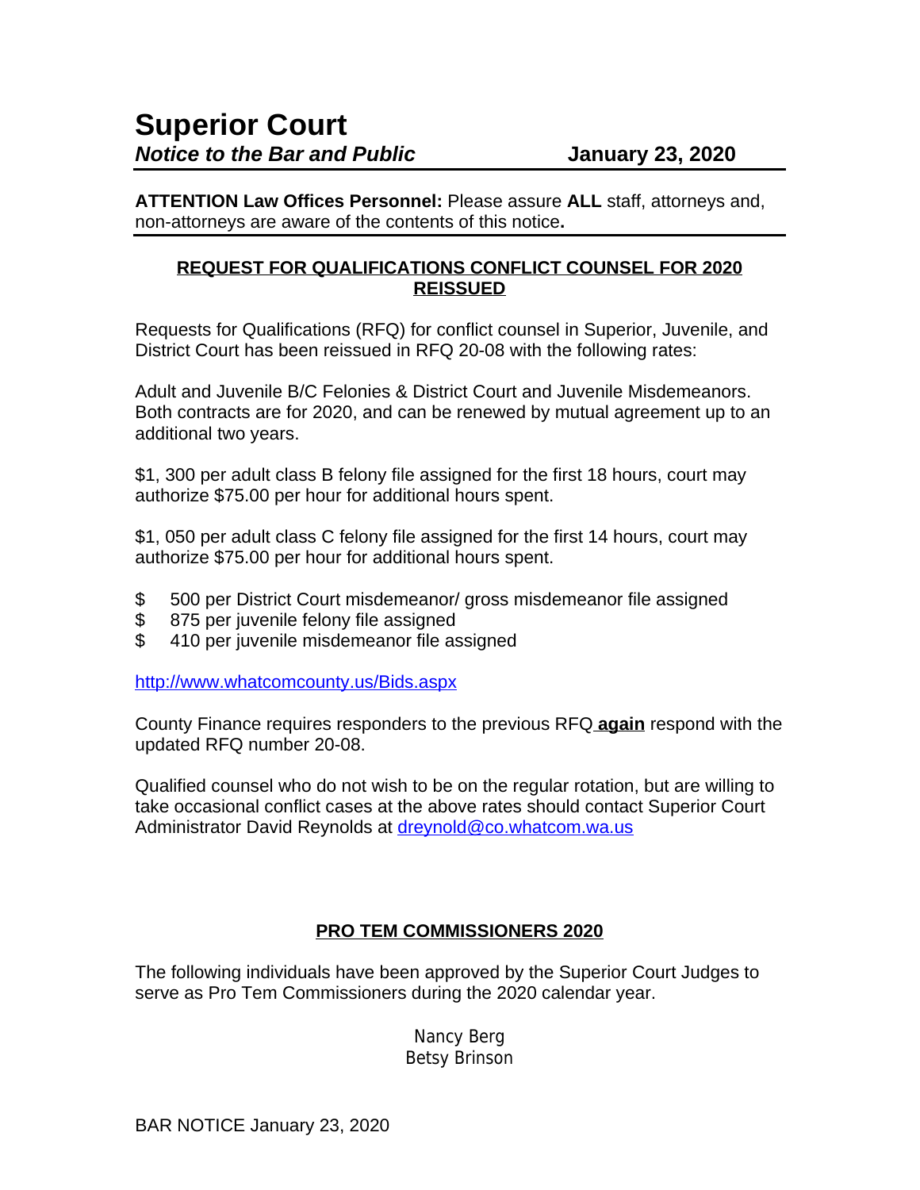# Superior Court

***Notice to the Bar and Public*** **January 23, 2020**

**ATTENTION Law Offices Personnel:** Please assure **ALL** staff, attorneys and, non-attorneys are aware of the contents of this notice**.**

## REQUEST FOR QUALIFICATIONS CONFLICT COUNSEL FOR 2020 REISSUED

Requests for Qualifications (RFQ) for conflict counsel in Superior, Juvenile, and District Court has been reissued in RFQ 20-08 with the following rates:

Adult and Juvenile B/C Felonies & District Court and Juvenile Misdemeanors. Both contracts are for 2020, and can be renewed by mutual agreement up to an additional two years.

$1, 300 per adult class B felony file assigned for the first 18 hours, court may authorize $75.00 per hour for additional hours spent.

$1, 050 per adult class C felony file assigned for the first 14 hours, court may authorize $75.00 per hour for additional hours spent.

$ 500 per District Court misdemeanor/ gross misdemeanor file assigned
$ 875 per juvenile felony file assigned
$ 410 per juvenile misdemeanor file assigned

http://www.whatcomcounty.us/Bids.aspx

County Finance requires responders to the previous RFQ **again** respond with the updated RFQ number 20-08.

Qualified counsel who do not wish to be on the regular rotation, but are willing to take occasional conflict cases at the above rates should contact Superior Court Administrator David Reynolds at dreynold@co.whatcom.wa.us

## PRO TEM COMMISSIONERS 2020

The following individuals have been approved by the Superior Court Judges to serve as Pro Tem Commissioners during the 2020 calendar year.

Nancy Berg
Betsy Brinson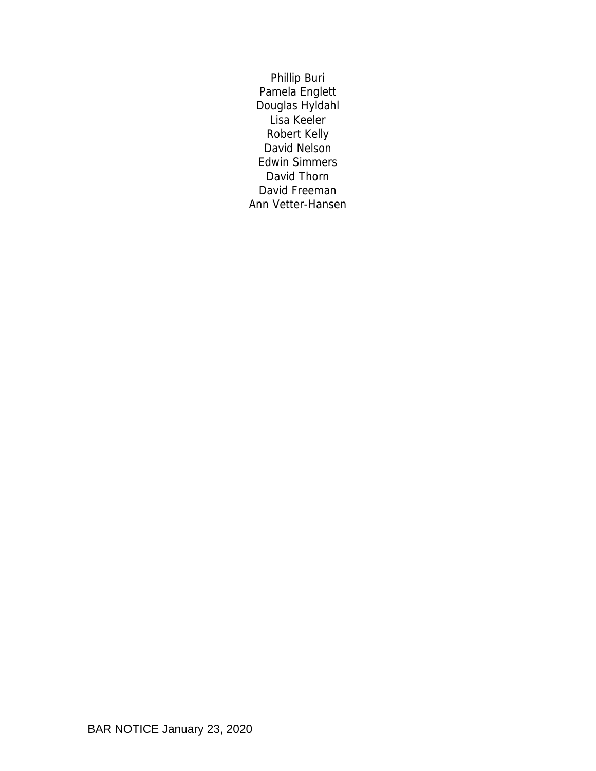Phillip Buri
Pamela Englett
Douglas Hyldahl
Lisa Keeler
Robert Kelly
David Nelson
Edwin Simmers
David Thorn
David Freeman
Ann Vetter-Hansen